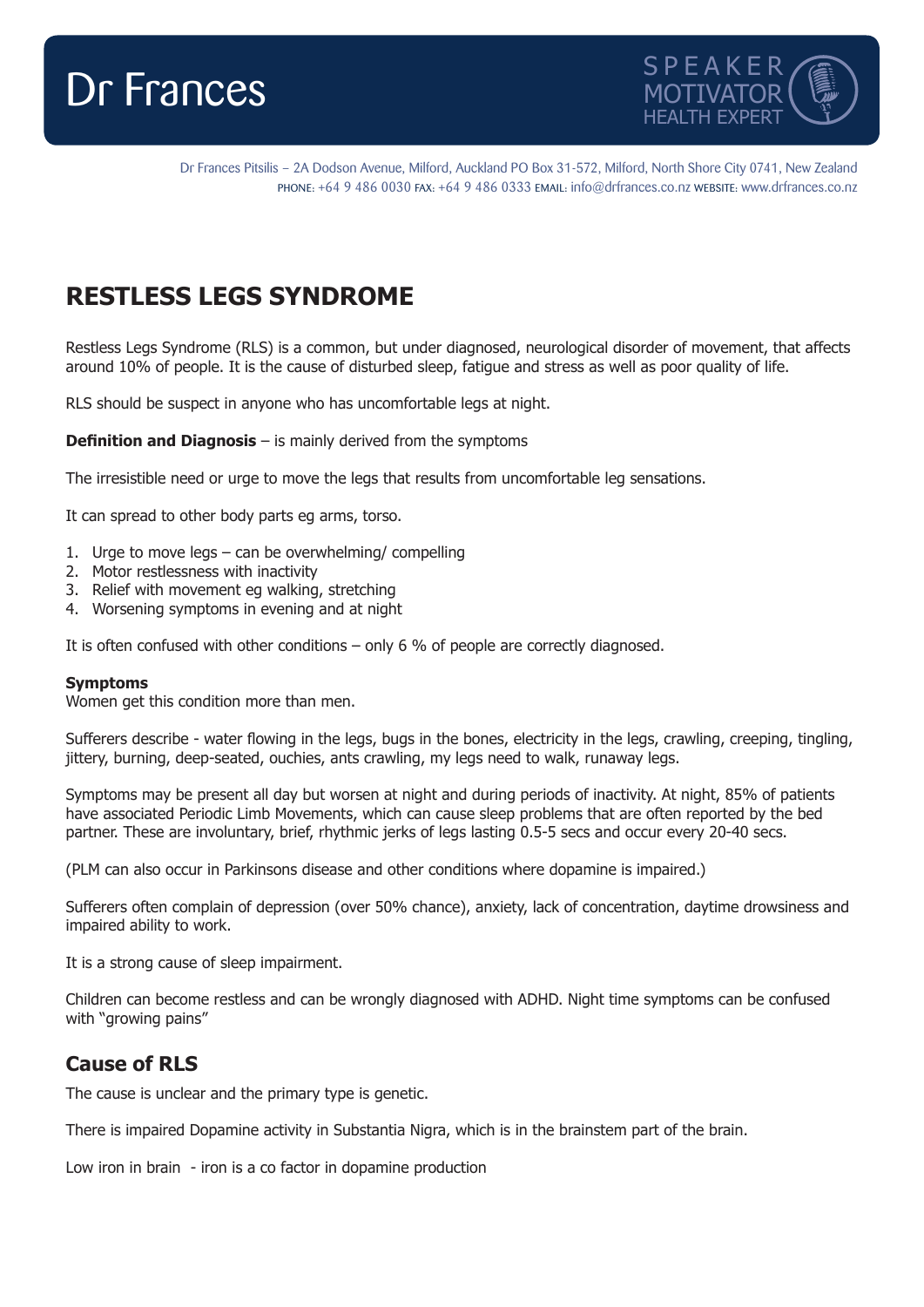# Dr Frances

SPEAKER
MOTIVATOR
HEALTH EXPERT

Dr Frances Pitsilis – 2A Dodson Avenue, Milford, Auckland PO Box 31-572, Milford, North Shore City 0741, New Zealand
PHONE: +64 9 486 0030 FAX: +64 9 486 0333 EMAIL: info@drfrances.co.nz WEBSITE: www.drfrances.co.nz

## RESTLESS LEGS SYNDROME

Restless Legs Syndrome (RLS) is a common, but under diagnosed, neurological disorder of movement, that affects around 10% of people. It is the cause of disturbed sleep, fatigue and stress as well as poor quality of life.

RLS should be suspect in anyone who has uncomfortable legs at night.

**Definition and Diagnosis** – is mainly derived from the symptoms

The irresistible need or urge to move the legs that results from uncomfortable leg sensations.

It can spread to other body parts eg arms, torso.

1. Urge to move legs – can be overwhelming/ compelling
2. Motor restlessness with inactivity
3. Relief with movement eg walking, stretching
4. Worsening symptoms in evening and at night

It is often confused with other conditions – only 6 % of people are correctly diagnosed.

**Symptoms**
Women get this condition more than men.

Sufferers describe - water flowing in the legs, bugs in the bones, electricity in the legs, crawling, creeping, tingling, jittery, burning, deep-seated, ouchies, ants crawling, my legs need to walk, runaway legs.

Symptoms may be present all day but worsen at night and during periods of inactivity. At night, 85% of patients have associated Periodic Limb Movements, which can cause sleep problems that are often reported by the bed partner. These are involuntary, brief, rhythmic jerks of legs lasting 0.5-5 secs and occur every 20-40 secs.

(PLM can also occur in Parkinsons disease and other conditions where dopamine is impaired.)

Sufferers often complain of depression (over 50% chance), anxiety, lack of concentration, daytime drowsiness and impaired ability to work.

It is a strong cause of sleep impairment.

Children can become restless and can be wrongly diagnosed with ADHD. Night time symptoms can be confused with "growing pains"

## Cause of RLS

The cause is unclear and the primary type is genetic.

There is impaired Dopamine activity in Substantia Nigra, which is in the brainstem part of the brain.

Low iron in brain - iron is a co factor in dopamine production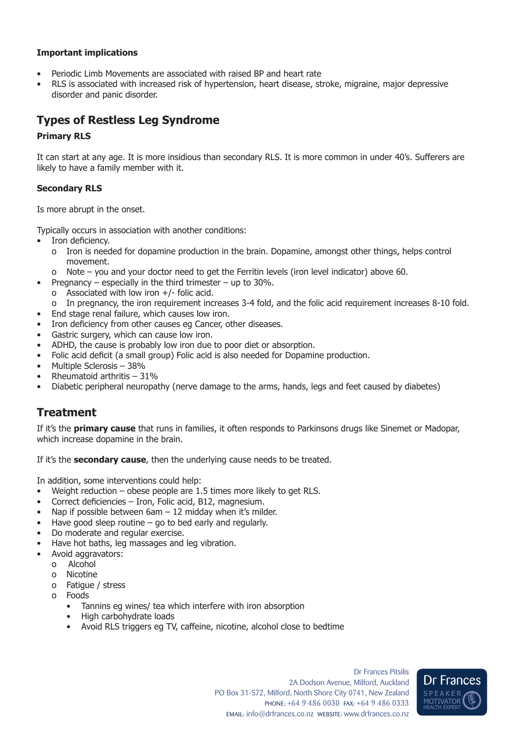**Important implications**

- Periodic Limb Movements are associated with raised BP and heart rate
- RLS is associated with increased risk of hypertension, heart disease, stroke, migraine, major depressive disorder and panic disorder.

## Types of Restless Leg Syndrome

### Primary RLS

It can start at any age. It is more insidious than secondary RLS. It is more common in under 40's. Sufferers are likely to have a family member with it.

### Secondary RLS

Is more abrupt in the onset.

Typically occurs in association with another conditions:

- Iron deficiency.
  - Iron is needed for dopamine production in the brain. Dopamine, amongst other things, helps control movement.
  - Note – you and your doctor need to get the Ferritin levels (iron level indicator) above 60.
- Pregnancy – especially in the third trimester – up to 30%.
  - Associated with low iron +/- folic acid.
  - In pregnancy, the iron requirement increases 3-4 fold, and the folic acid requirement increases 8-10 fold.
- End stage renal failure, which causes low iron.
- Iron deficiency from other causes eg Cancer, other diseases.
- Gastric surgery, which can cause low iron.
- ADHD, the cause is probably low iron due to poor diet or absorption.
- Folic acid deficit (a small group) Folic acid is also needed for Dopamine production.
- Multiple Sclerosis – 38%
- Rheumatoid arthritis – 31%
- Diabetic peripheral neuropathy (nerve damage to the arms, hands, legs and feet caused by diabetes)

## Treatment

If it's the **primary cause** that runs in families, it often responds to Parkinsons drugs like Sinemet or Madopar, which increase dopamine in the brain.

If it's the **secondary cause**, then the underlying cause needs to be treated.

In addition, some interventions could help:

- Weight reduction – obese people are 1.5 times more likely to get RLS.
- Correct deficiencies – Iron, Folic acid, B12, magnesium.
- Nap if possible between 6am – 12 midday when it's milder.
- Have good sleep routine – go to bed early and regularly.
- Do moderate and regular exercise.
- Have hot baths, leg massages and leg vibration.
- Avoid aggravators:
  - Alcohol
  - Nicotine
  - Fatigue / stress
  - Foods
    - Tannins eg wines/ tea which interfere with iron absorption
    - High carbohydrate loads
    - Avoid RLS triggers eg TV, caffeine, nicotine, alcohol close to bedtime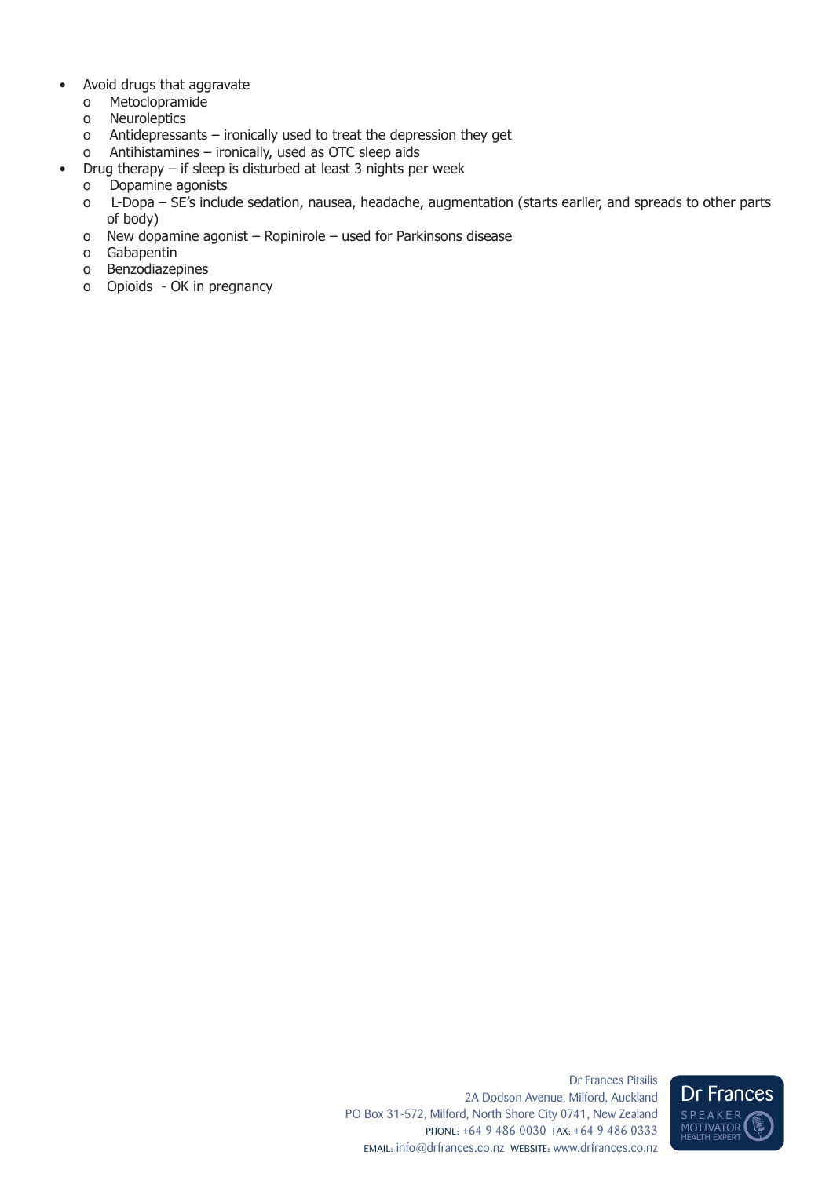- Avoid drugs that aggravate
  - Metoclopramide
  - Neuroleptics
  - Antidepressants – ironically used to treat the depression they get
  - Antihistamines – ironically, used as OTC sleep aids
- Drug therapy – if sleep is disturbed at least 3 nights per week
  - Dopamine agonists
  - L-Dopa – SE's include sedation, nausea, headache, augmentation (starts earlier, and spreads to other parts of body)
  - New dopamine agonist – Ropinirole – used for Parkinsons disease
  - Gabapentin
  - Benzodiazepines
  - Opioids - OK in pregnancy